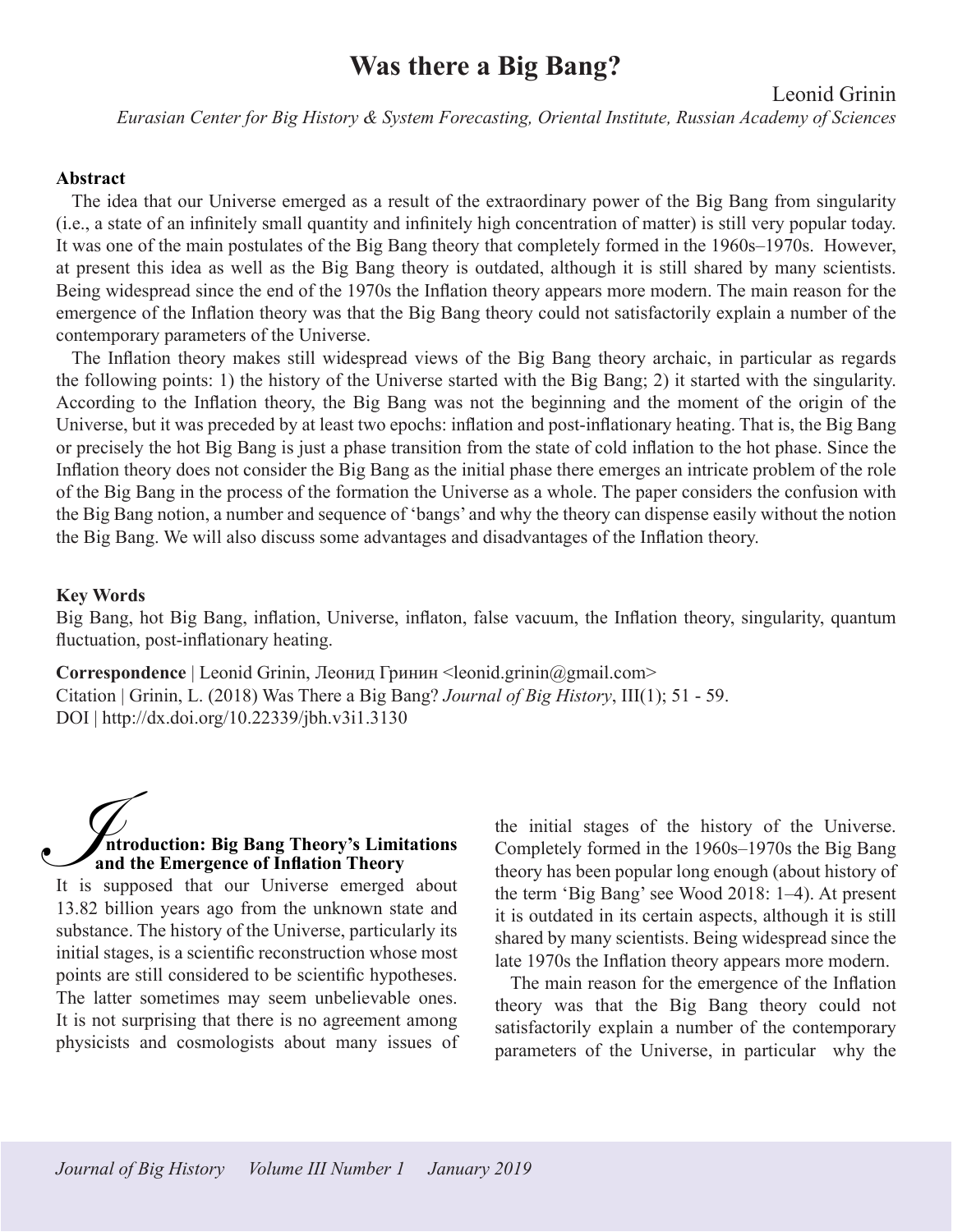# Was there a Big Bang?

Leonid Grinin

*Eurasian Center for Big History & System Forecasting, Oriental Institute, Russian Academy of Sciences*

**Abstract**

The idea that our Universe emerged as a result of the extraordinary power of the Big Bang from singularity (i.e., a state of an infinitely small quantity and infinitely high concentration of matter) is still very popular today. It was one of the main postulates of the Big Bang theory that completely formed in the 1960s–1970s. However, at present this idea as well as the Big Bang theory is outdated, although it is still shared by many scientists. Being widespread since the end of the 1970s the Inflation theory appears more modern. The main reason for the emergence of the Inflation theory was that the Big Bang theory could not satisfactorily explain a number of the contemporary parameters of the Universe.

The Inflation theory makes still widespread views of the Big Bang theory archaic, in particular as regards the following points: 1) the history of the Universe started with the Big Bang; 2) it started with the singularity. According to the Inflation theory, the Big Bang was not the beginning and the moment of the origin of the Universe, but it was preceded by at least two epochs: inflation and post-inflationary heating. That is, the Big Bang or precisely the hot Big Bang is just a phase transition from the state of cold inflation to the hot phase. Since the Inflation theory does not consider the Big Bang as the initial phase there emerges an intricate problem of the role of the Big Bang in the process of the formation the Universe as a whole. The paper considers the confusion with the Big Bang notion, a number and sequence of 'bangs' and why the theory can dispense easily without the notion the Big Bang. We will also discuss some advantages and disadvantages of the Inflation theory.

**Key Words**

Big Bang, hot Big Bang, inflation, Universe, inflaton, false vacuum, the Inflation theory, singularity, quantum fluctuation, post-inflationary heating.

**Correspondence** | Leonid Grinin, Леонид Гринин <leonid.grinin@gmail.com>
Citation | Grinin, L. (2018) Was There a Big Bang? *Journal of Big History*, III(1); 51 - 59.
DOI | http://dx.doi.org/10.22339/jbh.v3i1.3130

## Introduction: Big Bang Theory's Limitations and the Emergence of Inflation Theory

It is supposed that our Universe emerged about 13.82 billion years ago from the unknown state and substance. The history of the Universe, particularly its initial stages, is a scientific reconstruction whose most points are still considered to be scientific hypotheses. The latter sometimes may seem unbelievable ones. It is not surprising that there is no agreement among physicists and cosmologists about many issues of the initial stages of the history of the Universe. Completely formed in the 1960s–1970s the Big Bang theory has been popular long enough (about history of the term 'Big Bang' see Wood 2018: 1–4). At present it is outdated in its certain aspects, although it is still shared by many scientists. Being widespread since the late 1970s the Inflation theory appears more modern.

The main reason for the emergence of the Inflation theory was that the Big Bang theory could not satisfactorily explain a number of the contemporary parameters of the Universe, in particular why the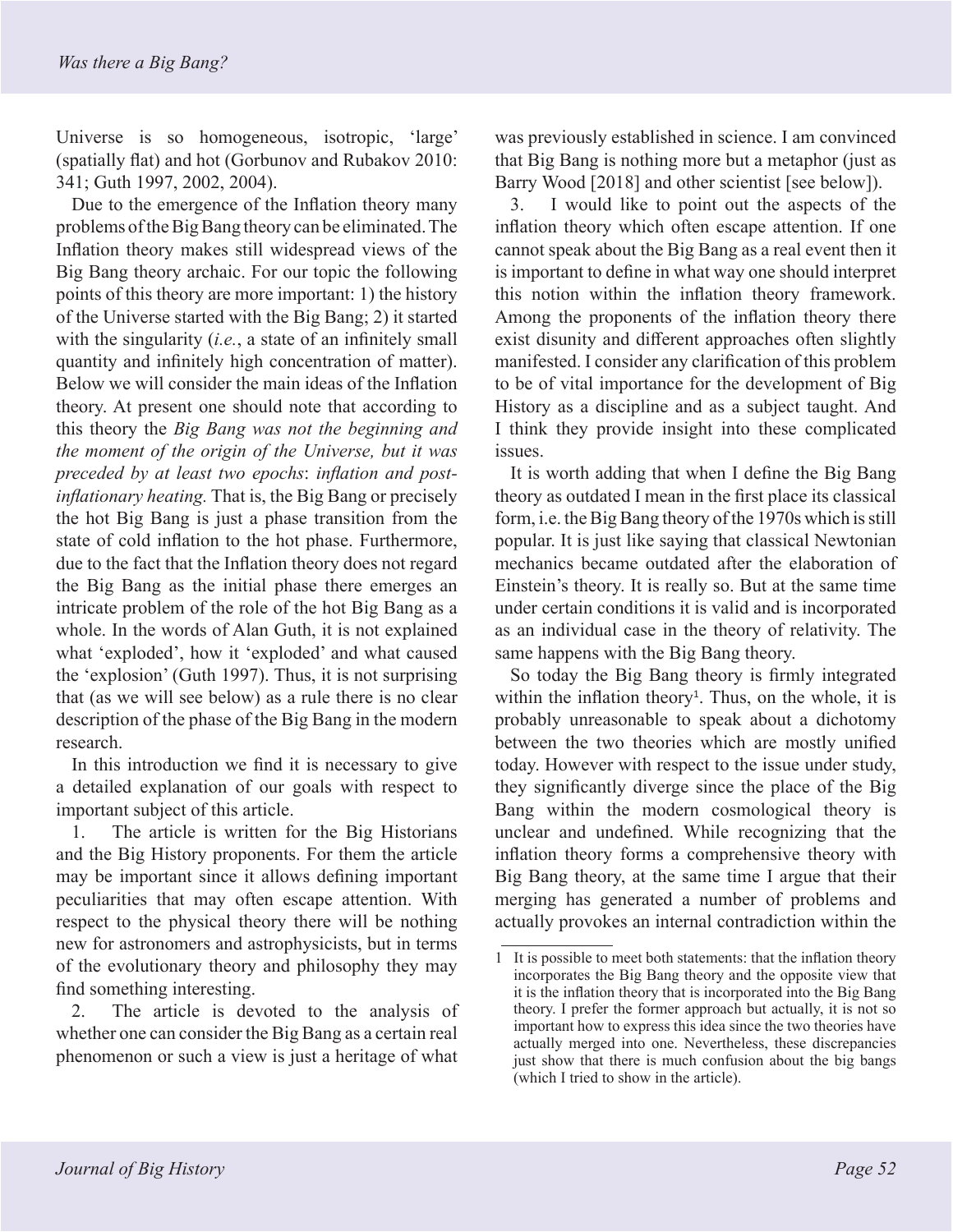Universe is so homogeneous, isotropic, 'large' (spatially flat) and hot (Gorbunov and Rubakov 2010: 341; Guth 1997, 2002, 2004).

Due to the emergence of the Inflation theory many problems of the Big Bang theory can be eliminated. The Inflation theory makes still widespread views of the Big Bang theory archaic. For our topic the following points of this theory are more important: 1) the history of the Universe started with the Big Bang; 2) it started with the singularity (*i.e.*, a state of an infinitely small quantity and infinitely high concentration of matter). Below we will consider the main ideas of the Inflation theory. At present one should note that according to this theory the *Big Bang was not the beginning and the moment of the origin of the Universe, but it was preceded by at least two epochs*: *inflation and post-inflationary heating.* That is, the Big Bang or precisely the hot Big Bang is just a phase transition from the state of cold inflation to the hot phase. Furthermore, due to the fact that the Inflation theory does not regard the Big Bang as the initial phase there emerges an intricate problem of the role of the hot Big Bang as a whole. In the words of Alan Guth, it is not explained what 'exploded', how it 'exploded' and what caused the 'explosion' (Guth 1997). Thus, it is not surprising that (as we will see below) as a rule there is no clear description of the phase of the Big Bang in the modern research.

In this introduction we find it is necessary to give a detailed explanation of our goals with respect to important subject of this article.

1. The article is written for the Big Historians and the Big History proponents. For them the article may be important since it allows defining important peculiarities that may often escape attention. With respect to the physical theory there will be nothing new for astronomers and astrophysicists, but in terms of the evolutionary theory and philosophy they may find something interesting.

2. The article is devoted to the analysis of whether one can consider the Big Bang as a certain real phenomenon or such a view is just a heritage of what was previously established in science. I am convinced that Big Bang is nothing more but a metaphor (just as Barry Wood [2018] and other scientist [see below]).

3. I would like to point out the aspects of the inflation theory which often escape attention. If one cannot speak about the Big Bang as a real event then it is important to define in what way one should interpret this notion within the inflation theory framework. Among the proponents of the inflation theory there exist disunity and different approaches often slightly manifested. I consider any clarification of this problem to be of vital importance for the development of Big History as a discipline and as a subject taught. And I think they provide insight into these complicated issues.

It is worth adding that when I define the Big Bang theory as outdated I mean in the first place its classical form, i.e. the Big Bang theory of the 1970s which is still popular. It is just like saying that classical Newtonian mechanics became outdated after the elaboration of Einstein's theory. It is really so. But at the same time under certain conditions it is valid and is incorporated as an individual case in the theory of relativity. The same happens with the Big Bang theory.

So today the Big Bang theory is firmly integrated within the inflation theory[1]. Thus, on the whole, it is probably unreasonable to speak about a dichotomy between the two theories which are mostly unified today. However with respect to the issue under study, they significantly diverge since the place of the Big Bang within the modern cosmological theory is unclear and undefined. While recognizing that the inflation theory forms a comprehensive theory with Big Bang theory, at the same time I argue that their merging has generated a number of problems and actually provokes an internal contradiction within the

---

1 It is possible to meet both statements: that the inflation theory incorporates the Big Bang theory and the opposite view that it is the inflation theory that is incorporated into the Big Bang theory. I prefer the former approach but actually, it is not so important how to express this idea since the two theories have actually merged into one. Nevertheless, these discrepancies just show that there is much confusion about the big bangs (which I tried to show in the article).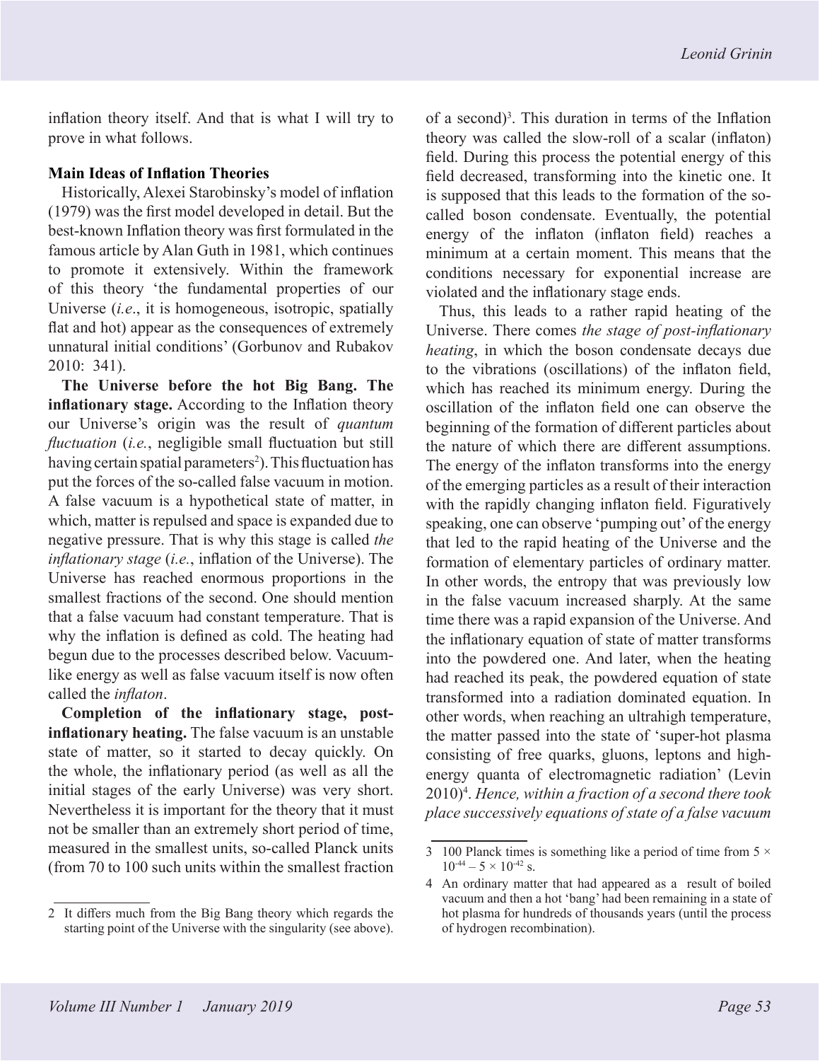inflation theory itself. And that is what I will try to prove in what follows.

## Main Ideas of Inflation Theories

Historically, Alexei Starobinsky's model of inflation (1979) was the first model developed in detail. But the best-known Inflation theory was first formulated in the famous article by Alan Guth in 1981, which continues to promote it extensively. Within the framework of this theory 'the fundamental properties of our Universe (*i.e.*, it is homogeneous, isotropic, spatially flat and hot) appear as the consequences of extremely unnatural initial conditions' (Gorbunov and Rubakov 2010: 341).

**The Universe before the hot Big Bang. The inflationary stage.** According to the Inflation theory our Universe's origin was the result of *quantum fluctuation* (*i.e.*, negligible small fluctuation but still having certain spatial parameters[2]). This fluctuation has put the forces of the so-called false vacuum in motion. A false vacuum is a hypothetical state of matter, in which, matter is repulsed and space is expanded due to negative pressure. That is why this stage is called *the inflationary stage* (*i.e.*, inflation of the Universe). The Universe has reached enormous proportions in the smallest fractions of the second. One should mention that a false vacuum had constant temperature. That is why the inflation is defined as cold. The heating had begun due to the processes described below. Vacuum-like energy as well as false vacuum itself is now often called the *inflaton*.

**Completion of the inflationary stage, post-inflationary heating.** The false vacuum is an unstable state of matter, so it started to decay quickly. On the whole, the inflationary period (as well as all the initial stages of the early Universe) was very short. Nevertheless it is important for the theory that it must not be smaller than an extremely short period of time, measured in the smallest units, so-called Planck units (from 70 to 100 such units within the smallest fraction of a second)[3]. This duration in terms of the Inflation theory was called the slow-roll of a scalar (inflaton) field. During this process the potential energy of this field decreased, transforming into the kinetic one. It is supposed that this leads to the formation of the so-called boson condensate. Eventually, the potential energy of the inflaton (inflaton field) reaches a minimum at a certain moment. This means that the conditions necessary for exponential increase are violated and the inflationary stage ends.

Thus, this leads to a rather rapid heating of the Universe. There comes *the stage of post-inflationary heating*, in which the boson condensate decays due to the vibrations (oscillations) of the inflaton field, which has reached its minimum energy. During the oscillation of the inflaton field one can observe the beginning of the formation of different particles about the nature of which there are different assumptions. The energy of the inflaton transforms into the energy of the emerging particles as a result of their interaction with the rapidly changing inflaton field. Figuratively speaking, one can observe 'pumping out' of the energy that led to the rapid heating of the Universe and the formation of elementary particles of ordinary matter. In other words, the entropy that was previously low in the false vacuum increased sharply. At the same time there was a rapid expansion of the Universe. And the inflationary equation of state of matter transforms into the powdered one. And later, when the heating had reached its peak, the powdered equation of state transformed into a radiation dominated equation. In other words, when reaching an ultrahigh temperature, the matter passed into the state of 'super-hot plasma consisting of free quarks, gluons, leptons and high-energy quanta of electromagnetic radiation' (Levin 2010)[4]. *Hence, within a fraction of a second there took place successively equations of state of a false vacuum*

---

2 It differs much from the Big Bang theory which regards the starting point of the Universe with the singularity (see above).

3 100 Planck times is something like a period of time from $5 \times 10^{-44} - 5 \times 10^{-42}$ s.

4 An ordinary matter that had appeared as a result of boiled vacuum and then a hot 'bang' had been remaining in a state of hot plasma for hundreds of thousands years (until the process of hydrogen recombination).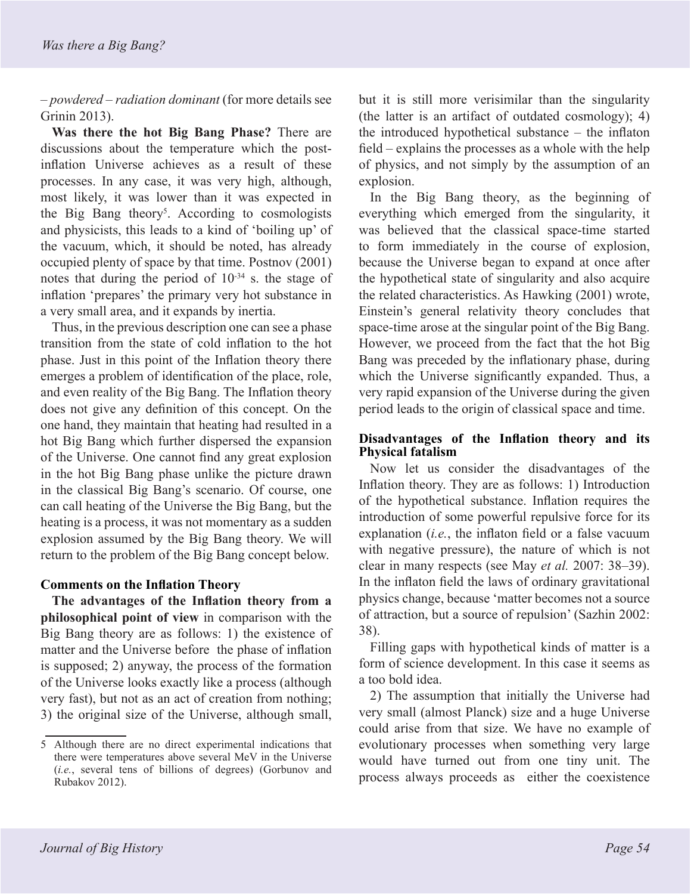– *powdered* – *radiation dominant* (for more details see Grinin 2013).

**Was there the hot Big Bang Phase?** There are discussions about the temperature which the post-inflation Universe achieves as a result of these processes. In any case, it was very high, although, most likely, it was lower than it was expected in the Big Bang theory[5]. According to cosmologists and physicists, this leads to a kind of 'boiling up' of the vacuum, which, it should be noted, has already occupied plenty of space by that time. Postnov (2001) notes that during the period of $10^{-34}$ s. the stage of inflation 'prepares' the primary very hot substance in a very small area, and it expands by inertia.

Thus, in the previous description one can see a phase transition from the state of cold inflation to the hot phase. Just in this point of the Inflation theory there emerges a problem of identification of the place, role, and even reality of the Big Bang. The Inflation theory does not give any definition of this concept. On the one hand, they maintain that heating had resulted in a hot Big Bang which further dispersed the expansion of the Universe. One cannot find any great explosion in the hot Big Bang phase unlike the picture drawn in the classical Big Bang's scenario. Of course, one can call heating of the Universe the Big Bang, but the heating is a process, it was not momentary as a sudden explosion assumed by the Big Bang theory. We will return to the problem of the Big Bang concept below.

**Comments on the Inflation Theory**

**The advantages of the Inflation theory from a philosophical point of view** in comparison with the Big Bang theory are as follows: 1) the existence of matter and the Universe before the phase of inflation is supposed; 2) anyway, the process of the formation of the Universe looks exactly like a process (although very fast), but not as an act of creation from nothing; 3) the original size of the Universe, although small, but it is still more verisimilar than the singularity (the latter is an artifact of outdated cosmology); 4) the introduced hypothetical substance – the inflaton field – explains the processes as a whole with the help of physics, and not simply by the assumption of an explosion.

In the Big Bang theory, as the beginning of everything which emerged from the singularity, it was believed that the classical space-time started to form immediately in the course of explosion, because the Universe began to expand at once after the hypothetical state of singularity and also acquire the related characteristics. As Hawking (2001) wrote, Einstein's general relativity theory concludes that space-time arose at the singular point of the Big Bang. However, we proceed from the fact that the hot Big Bang was preceded by the inflationary phase, during which the Universe significantly expanded. Thus, a very rapid expansion of the Universe during the given period leads to the origin of classical space and time.

**Disadvantages of the Inflation theory and its Physical fatalism**

Now let us consider the disadvantages of the Inflation theory. They are as follows: 1) Introduction of the hypothetical substance. Inflation requires the introduction of some powerful repulsive force for its explanation (*i.e.*, the inflaton field or a false vacuum with negative pressure), the nature of which is not clear in many respects (see May *et al.* 2007: 38–39). In the inflaton field the laws of ordinary gravitational physics change, because 'matter becomes not a source of attraction, but a source of repulsion' (Sazhin 2002: 38).

Filling gaps with hypothetical kinds of matter is a form of science development. In this case it seems as a too bold idea.

2) The assumption that initially the Universe had very small (almost Planck) size and a huge Universe could arise from that size. We have no example of evolutionary processes when something very large would have turned out from one tiny unit. The process always proceeds as either the coexistence

---

[5] Although there are no direct experimental indications that there were temperatures above several MeV in the Universe (*i.e.*, several tens of billions of degrees) (Gorbunov and Rubakov 2012).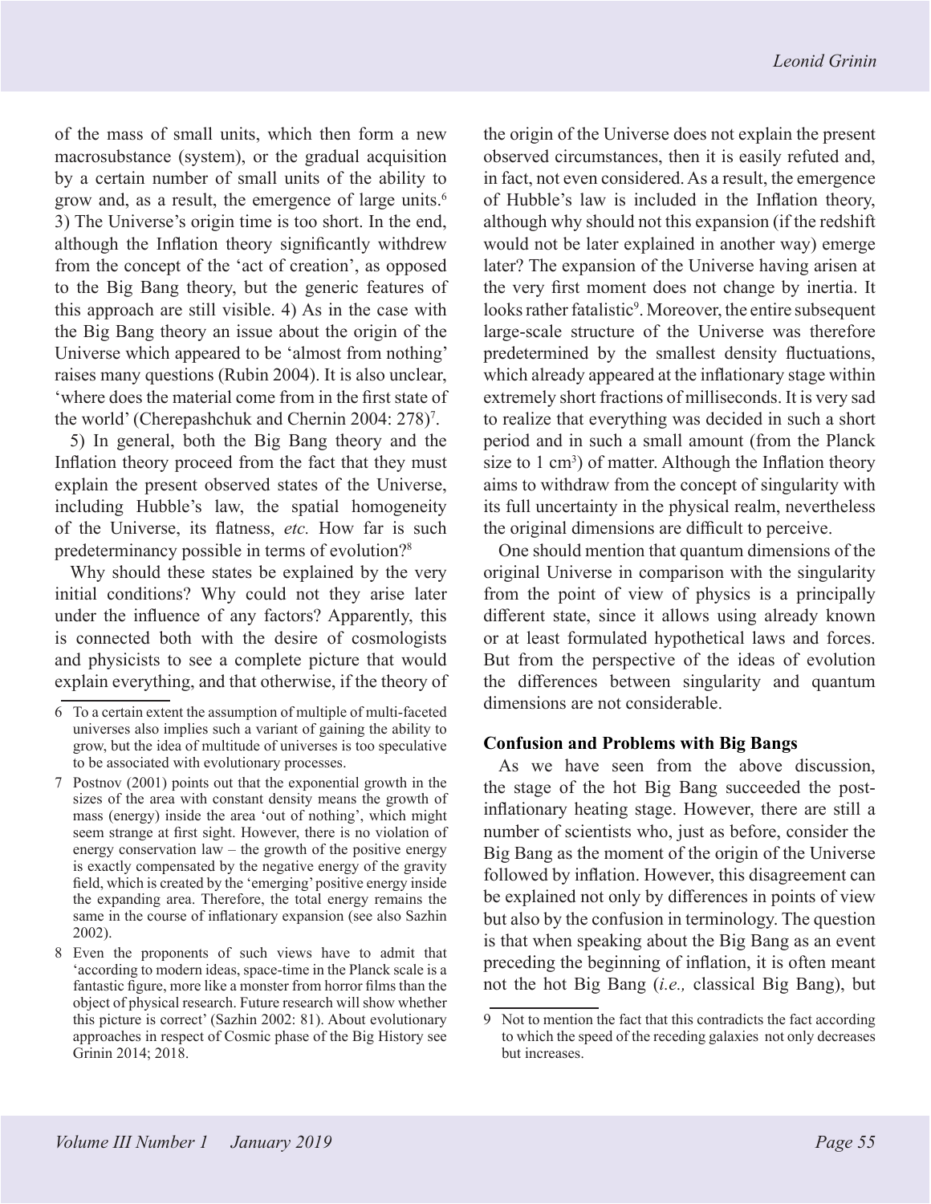of the mass of small units, which then form a new macrosubstance (system), or the gradual acquisition by a certain number of small units of the ability to grow and, as a result, the emergence of large units.[6] 3) The Universe's origin time is too short. In the end, although the Inflation theory significantly withdrew from the concept of the 'act of creation', as opposed to the Big Bang theory, but the generic features of this approach are still visible. 4) As in the case with the Big Bang theory an issue about the origin of the Universe which appeared to be 'almost from nothing' raises many questions (Rubin 2004). It is also unclear, 'where does the material come from in the first state of the world' (Cherepashchuk and Chernin 2004: 278)[7].

5) In general, both the Big Bang theory and the Inflation theory proceed from the fact that they must explain the present observed states of the Universe, including Hubble's law, the spatial homogeneity of the Universe, its flatness, *etc.* How far is such predeterminancy possible in terms of evolution?[8]

Why should these states be explained by the very initial conditions? Why could not they arise later under the influence of any factors? Apparently, this is connected both with the desire of cosmologists and physicists to see a complete picture that would explain everything, and that otherwise, if the theory of the origin of the Universe does not explain the present observed circumstances, then it is easily refuted and, in fact, not even considered. As a result, the emergence of Hubble's law is included in the Inflation theory, although why should not this expansion (if the redshift would not be later explained in another way) emerge later? The expansion of the Universe having arisen at the very first moment does not change by inertia. It looks rather fatalistic[9]. Moreover, the entire subsequent large-scale structure of the Universe was therefore predetermined by the smallest density fluctuations, which already appeared at the inflationary stage within extremely short fractions of milliseconds. It is very sad to realize that everything was decided in such a short period and in such a small amount (from the Planck size to 1 cm$^3$) of matter. Although the Inflation theory aims to withdraw from the concept of singularity with its full uncertainty in the physical realm, nevertheless the original dimensions are difficult to perceive.

One should mention that quantum dimensions of the original Universe in comparison with the singularity from the point of view of physics is a principally different state, since it allows using already known or at least formulated hypothetical laws and forces. But from the perspective of the ideas of evolution the differences between singularity and quantum dimensions are not considerable.

### Confusion and Problems with Big Bangs

As we have seen from the above discussion, the stage of the hot Big Bang succeeded the post-inflationary heating stage. However, there are still a number of scientists who, just as before, consider the Big Bang as the moment of the origin of the Universe followed by inflation. However, this disagreement can be explained not only by differences in points of view but also by the confusion in terminology. The question is that when speaking about the Big Bang as an event preceding the beginning of inflation, it is often meant not the hot Big Bang (*i.e.,* classical Big Bang), but

---

6 To a certain extent the assumption of multiple of multi-faceted universes also implies such a variant of gaining the ability to grow, but the idea of multitude of universes is too speculative to be associated with evolutionary processes.

7 Postnov (2001) points out that the exponential growth in the sizes of the area with constant density means the growth of mass (energy) inside the area 'out of nothing', which might seem strange at first sight. However, there is no violation of energy conservation law – the growth of the positive energy is exactly compensated by the negative energy of the gravity field, which is created by the 'emerging' positive energy inside the expanding area. Therefore, the total energy remains the same in the course of inflationary expansion (see also Sazhin 2002).

8 Even the proponents of such views have to admit that 'according to modern ideas, space-time in the Planck scale is a fantastic figure, more like a monster from horror films than the object of physical research. Future research will show whether this picture is correct' (Sazhin 2002: 81). About evolutionary approaches in respect of Cosmic phase of the Big History see Grinin 2014; 2018.

9 Not to mention the fact that this contradicts the fact according to which the speed of the receding galaxies not only decreases but increases.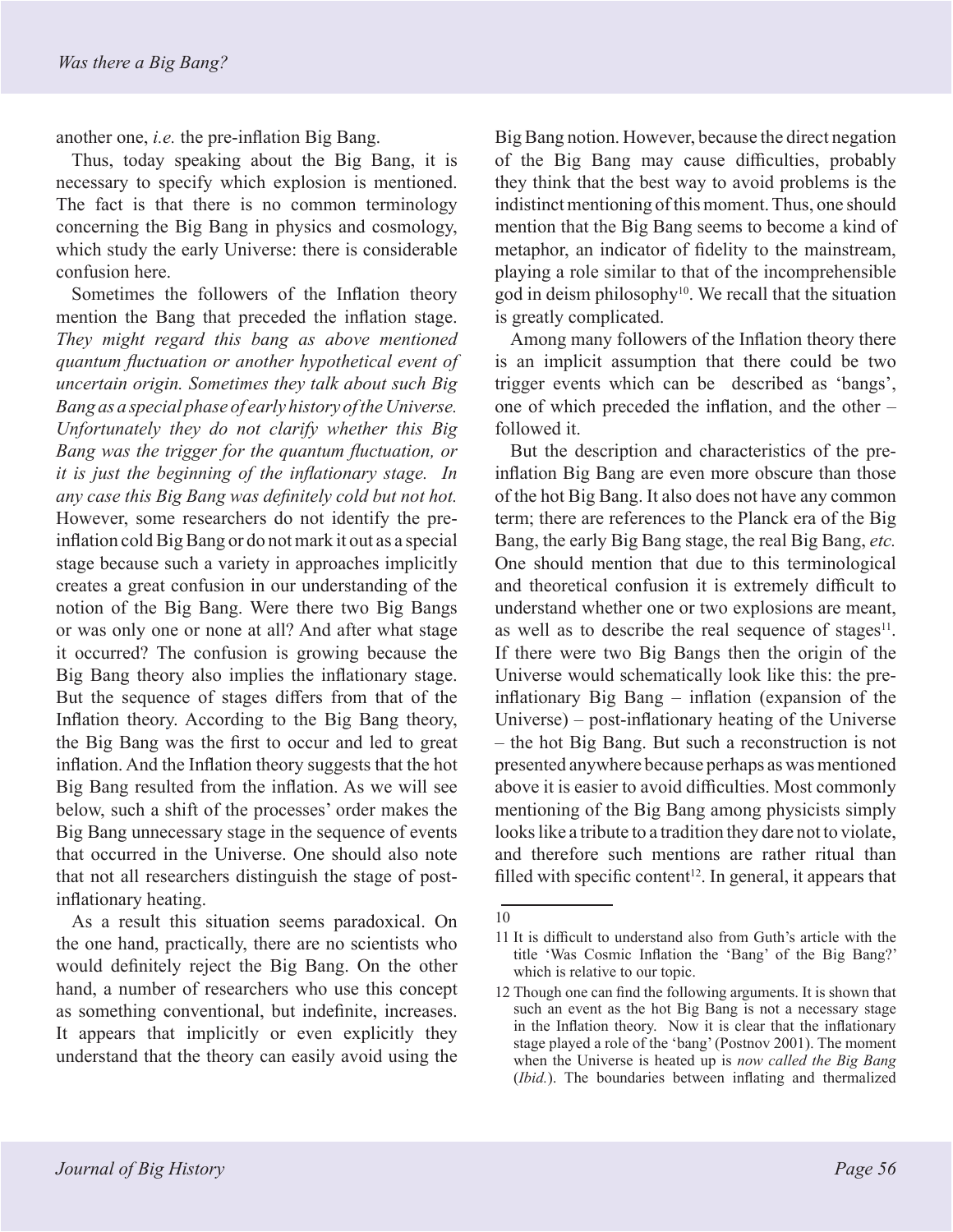another one, *i.e.* the pre-inflation Big Bang.

Thus, today speaking about the Big Bang, it is necessary to specify which explosion is mentioned. The fact is that there is no common terminology concerning the Big Bang in physics and cosmology, which study the early Universe: there is considerable confusion here.

Sometimes the followers of the Inflation theory mention the Bang that preceded the inflation stage. *They might regard this bang as above mentioned quantum fluctuation or another hypothetical event of uncertain origin. Sometimes they talk about such Big Bang as a special phase of early history of the Universe. Unfortunately they do not clarify whether this Big Bang was the trigger for the quantum fluctuation, or it is just the beginning of the inflationary stage. In any case this Big Bang was definitely cold but not hot.* However, some researchers do not identify the pre-inflation cold Big Bang or do not mark it out as a special stage because such a variety in approaches implicitly creates a great confusion in our understanding of the notion of the Big Bang. Were there two Big Bangs or was only one or none at all? And after what stage it occurred? The confusion is growing because the Big Bang theory also implies the inflationary stage. But the sequence of stages differs from that of the Inflation theory. According to the Big Bang theory, the Big Bang was the first to occur and led to great inflation. And the Inflation theory suggests that the hot Big Bang resulted from the inflation. As we will see below, such a shift of the processes' order makes the Big Bang unnecessary stage in the sequence of events that occurred in the Universe. One should also note that not all researchers distinguish the stage of post-inflationary heating.

As a result this situation seems paradoxical. On the one hand, practically, there are no scientists who would definitely reject the Big Bang. On the other hand, a number of researchers who use this concept as something conventional, but indefinite, increases. It appears that implicitly or even explicitly they understand that the theory can easily avoid using the Big Bang notion. However, because the direct negation of the Big Bang may cause difficulties, probably they think that the best way to avoid problems is the indistinct mentioning of this moment. Thus, one should mention that the Big Bang seems to become a kind of metaphor, an indicator of fidelity to the mainstream, playing a role similar to that of the incomprehensible god in deism philosophy[10]. We recall that the situation is greatly complicated.

Among many followers of the Inflation theory there is an implicit assumption that there could be two trigger events which can be described as 'bangs', one of which preceded the inflation, and the other – followed it.

But the description and characteristics of the pre-inflation Big Bang are even more obscure than those of the hot Big Bang. It also does not have any common term; there are references to the Planck era of the Big Bang, the early Big Bang stage, the real Big Bang, *etc.* One should mention that due to this terminological and theoretical confusion it is extremely difficult to understand whether one or two explosions are meant, as well as to describe the real sequence of stages[11]. If there were two Big Bangs then the origin of the Universe would schematically look like this: the pre-inflationary Big Bang – inflation (expansion of the Universe) – post-inflationary heating of the Universe – the hot Big Bang. But such a reconstruction is not presented anywhere because perhaps as was mentioned above it is easier to avoid difficulties. Most commonly mentioning of the Big Bang among physicists simply looks like a tribute to a tradition they dare not to violate, and therefore such mentions are rather ritual than filled with specific content[12]. In general, it appears that

---

10

11 It is difficult to understand also from Guth's article with the title 'Was Cosmic Inflation the 'Bang' of the Big Bang?' which is relative to our topic.

12 Though one can find the following arguments. It is shown that such an event as the hot Big Bang is not a necessary stage in the Inflation theory. Now it is clear that the inflationary stage played a role of the 'bang' (Postnov 2001). The moment when the Universe is heated up is *now called the Big Bang* (*Ibid.*). The boundaries between inflating and thermalized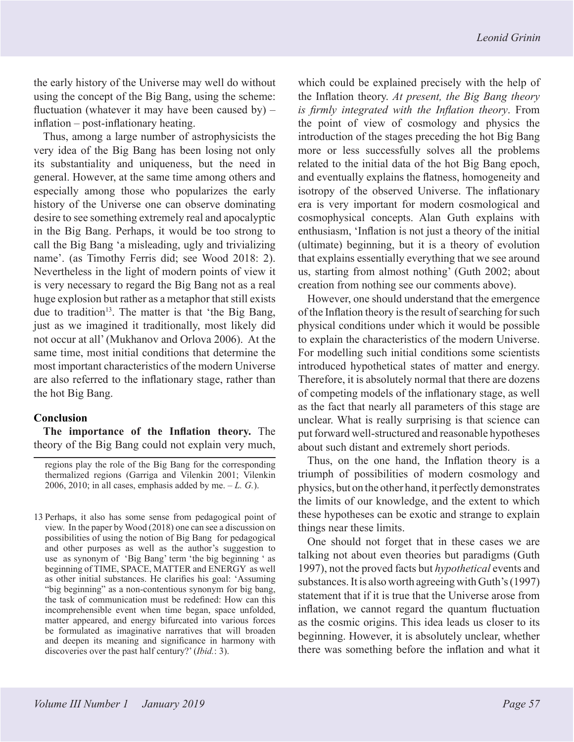the early history of the Universe may well do without using the concept of the Big Bang, using the scheme: fluctuation (whatever it may have been caused by) – inflation – post-inflationary heating.

Thus, among a large number of astrophysicists the very idea of the Big Bang has been losing not only its substantiality and uniqueness, but the need in general. However, at the same time among others and especially among those who popularizes the early history of the Universe one can observe dominating desire to see something extremely real and apocalyptic in the Big Bang. Perhaps, it would be too strong to call the Big Bang 'a misleading, ugly and trivializing name'. (as Timothy Ferris did; see Wood 2018: 2). Nevertheless in the light of modern points of view it is very necessary to regard the Big Bang not as a real huge explosion but rather as a metaphor that still exists due to tradition[13]. The matter is that 'the Big Bang, just as we imagined it traditionally, most likely did not occur at all' (Mukhanov and Orlova 2006). At the same time, most initial conditions that determine the most important characteristics of the modern Universe are also referred to the inflationary stage, rather than the hot Big Bang.

## Conclusion

**The importance of the Inflation theory.** The theory of the Big Bang could not explain very much, which could be explained precisely with the help of the Inflation theory. *At present, the Big Bang theory is firmly integrated with the Inflation theory*. From the point of view of cosmology and physics the introduction of the stages preceding the hot Big Bang more or less successfully solves all the problems related to the initial data of the hot Big Bang epoch, and eventually explains the flatness, homogeneity and isotropy of the observed Universe. The inflationary era is very important for modern cosmological and cosmophysical concepts. Alan Guth explains with enthusiasm, 'Inflation is not just a theory of the initial (ultimate) beginning, but it is a theory of evolution that explains essentially everything that we see around us, starting from almost nothing' (Guth 2002; about creation from nothing see our comments above).

However, one should understand that the emergence of the Inflation theory is the result of searching for such physical conditions under which it would be possible to explain the characteristics of the modern Universe. For modelling such initial conditions some scientists introduced hypothetical states of matter and energy. Therefore, it is absolutely normal that there are dozens of competing models of the inflationary stage, as well as the fact that nearly all parameters of this stage are unclear. What is really surprising is that science can put forward well-structured and reasonable hypotheses about such distant and extremely short periods.

Thus, on the one hand, the Inflation theory is a triumph of possibilities of modern cosmology and physics, but on the other hand, it perfectly demonstrates the limits of our knowledge, and the extent to which these hypotheses can be exotic and strange to explain things near these limits.

One should not forget that in these cases we are talking not about even theories but paradigms (Guth 1997), not the proved facts but *hypothetical* events and substances. It is also worth agreeing with Guth's (1997) statement that if it is true that the Universe arose from inflation, we cannot regard the quantum fluctuation as the cosmic origins. This idea leads us closer to its beginning. However, it is absolutely unclear, whether there was something before the inflation and what it

---

regions play the role of the Big Bang for the corresponding thermalized regions (Garriga and Vilenkin 2001; Vilenkin 2006, 2010; in all cases, emphasis added by me. – *L. G.*).

13 Perhaps, it also has some sense from pedagogical point of view. In the paper by Wood (2018) one can see a discussion on possibilities of using the notion of Big Bang for pedagogical and other purposes as well as the author's suggestion to use as synonym of 'Big Bang' term 'the big beginning ' as beginning of TIME, SPACE, MATTER and ENERGY as well as other initial substances. He clarifies his goal: 'Assuming "big beginning" as a non-contentious synonym for big bang, the task of communication must be redefined: How can this incomprehensible event when time began, space unfolded, matter appeared, and energy bifurcated into various forces be formulated as imaginative narratives that will broaden and deepen its meaning and significance in harmony with discoveries over the past half century?' (*Ibid.*: 3).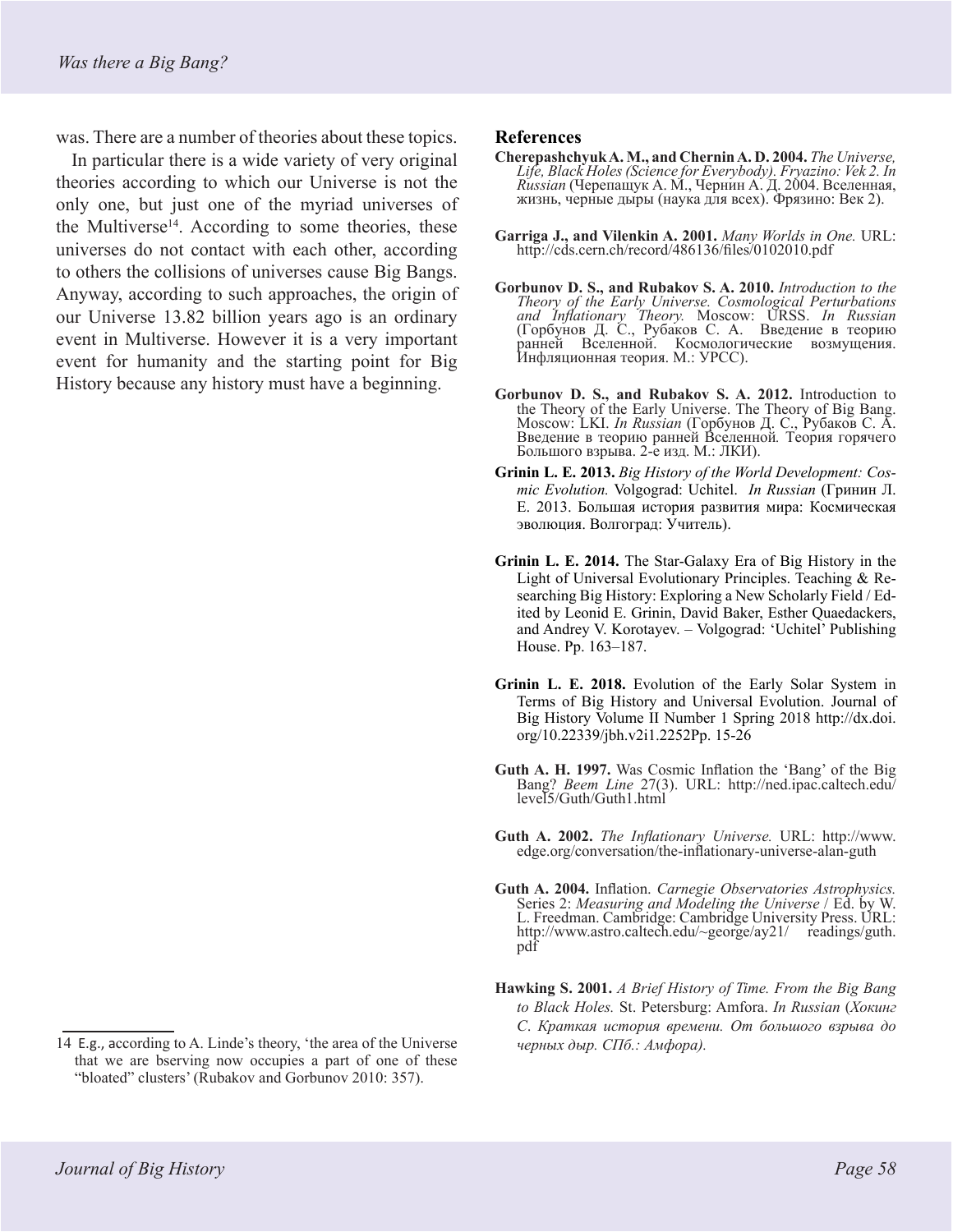was. There are a number of theories about these topics.

In particular there is a wide variety of very original theories according to which our Universe is not the only one, but just one of the myriad universes of the Multiverse[14]. According to some theories, these universes do not contact with each other, according to others the collisions of universes cause Big Bangs. Anyway, according to such approaches, the origin of our Universe 13.82 billion years ago is an ordinary event in Multiverse. However it is a very important event for humanity and the starting point for Big History because any history must have a beginning.

[14] E.g., according to A. Linde's theory, 'the area of the Universe that we are bserving now occupies a part of one of these "bloated" clusters' (Rubakov and Gorbunov 2010: 357).

## References

**Cherepashchyuk A. M., and Chernin A. D. 2004.** *The Universe, Life, Black Holes (Science for Everybody). Fryazino: Vek 2. In Russian* (Черепащук А. М., Чернин А. Д. 2004. Вселенная, жизнь, черные дыры (наука для всех). Фрязино: Век 2).

**Garriga J., and Vilenkin A. 2001.** *Many Worlds in One.* URL: http://cds.cern.ch/record/486136/files/0102010.pdf

**Gorbunov D. S., and Rubakov S. A. 2010.** *Introduction to the Theory of the Early Universe. Cosmological Perturbations and Inflationary Theory.* Moscow: URSS. *In Russian* (Горбунов Д. С., Рубаков С. А. Введение в теорию ранней Вселенной. Космологические возмущения. Инфляционная теория. М.: УРСС).

**Gorbunov D. S., and Rubakov S. A. 2012.** Introduction to the Theory of the Early Universe. The Theory of Big Bang. Moscow: LKI. *In Russian* (Горбунов Д. С., Рубаков С. А. Введение в теорию ранней Вселенной. Теория горячего Большого взрыва. 2-е изд. М.: ЛКИ).

**Grinin L. E. 2013.** *Big History of the World Development: Cosmic Evolution.* Volgograd: Uchitel. *In Russian* (Гринин Л. Е. 2013. Большая история развития мира: Космическая эволюция. Волгоград: Учитель).

**Grinin L. E. 2014.** The Star-Galaxy Era of Big History in the Light of Universal Evolutionary Principles. Teaching & Researching Big History: Exploring a New Scholarly Field / Edited by Leonid E. Grinin, David Baker, Esther Quaedackers, and Andrey V. Korotayev. – Volgograd: 'Uchitel' Publishing House. Pp. 163–187.

**Grinin L. E. 2018.** Evolution of the Early Solar System in Terms of Big History and Universal Evolution. Journal of Big History Volume II Number 1 Spring 2018 http://dx.doi.org/10.22339/jbh.v2i1.2252Pp. 15-26

**Guth A. H. 1997.** Was Cosmic Inflation the 'Bang' of the Big Bang? *Beem Line* 27(3). URL: http://ned.ipac.caltech.edu/level5/Guth/Guth1.html

**Guth A. 2002.** *The Inflationary Universe.* URL: http://www.edge.org/conversation/the-inflationary-universe-alan-guth

**Guth A. 2004.** Inflation. *Carnegie Observatories Astrophysics.* Series 2: *Measuring and Modeling the Universe* / Ed. by W. L. Freedman. Cambridge: Cambridge University Press. URL: http://www.astro.caltech.edu/~george/ay21/ readings/guth.pdf

**Hawking S. 2001.** *A Brief History of Time. From the Big Bang to Black Holes.* St. Petersburg: Amfora. *In Russian* (*Хокинг С. Краткая история времени. От большого взрыва до черных дыр. СПб.: Амфора).*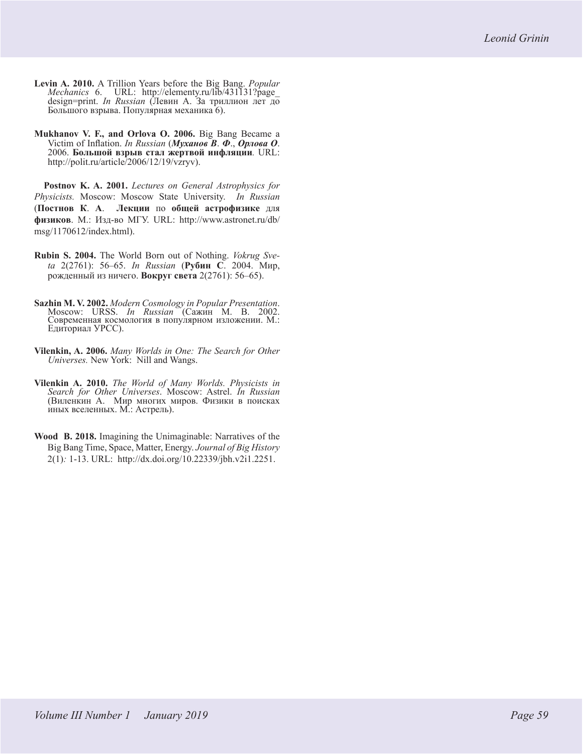**Levin A. 2010.** A Trillion Years before the Big Bang. *Popular Mechanics* 6. URL: http://elementy.ru/lib/431131?page_design=print. *In Russian* (Левин А. За триллион лет до Большого взрыва. Популярная механика 6).

**Mukhanov V. F., and Orlova O. 2006.** Big Bang Became a Victim of Inflation. *In Russian* (***Муханов В. Ф.***, ***Орлова О.*** 2006. **Большой взрыв стал жертвой инфляции**. URL: http://polit.ru/article/2006/12/19/vzryv).

**Postnov K. A. 2001.** *Lectures on General Astrophysics for Physicists.* Moscow: Moscow State University. *In Russian* (**Постнов К. А. Лекции** по **общей астрофизике** для **физиков**. М.: Изд-во МГУ. URL: http://www.astronet.ru/db/msg/1170612/index.html).

**Rubin S. 2004.** The World Born out of Nothing. *Vokrug Sveta* 2(2761): 56–65. *In Russian* (**Рубин С**. 2004. Мир, рожденный из ничего. **Вокруг света** 2(2761): 56–65).

**Sazhin M. V. 2002.** *Modern Cosmology in Popular Presentation*. Moscow: URSS. *In Russian* (Сажин М. В. 2002. Современная космология в популярном изложении. М.: Едиториал УРСС).

**Vilenkin, A. 2006.** *Many Worlds in One: The Search for Other Universes.* New York: Nill and Wangs.

**Vilenkin A. 2010.** *The World of Many Worlds. Physicists in Search for Other Universes*. Moscow: Astrel. *In Russian* (Виленкин А. Мир многих миров. Физики в поисках иных вселенных. М.: Астрель).

**Wood B. 2018.** Imagining the Unimaginable: Narratives of the Big Bang Time, Space, Matter, Energy. *Journal of Big History* 2(1): 1-13. URL: http://dx.doi.org/10.22339/jbh.v2i1.2251.